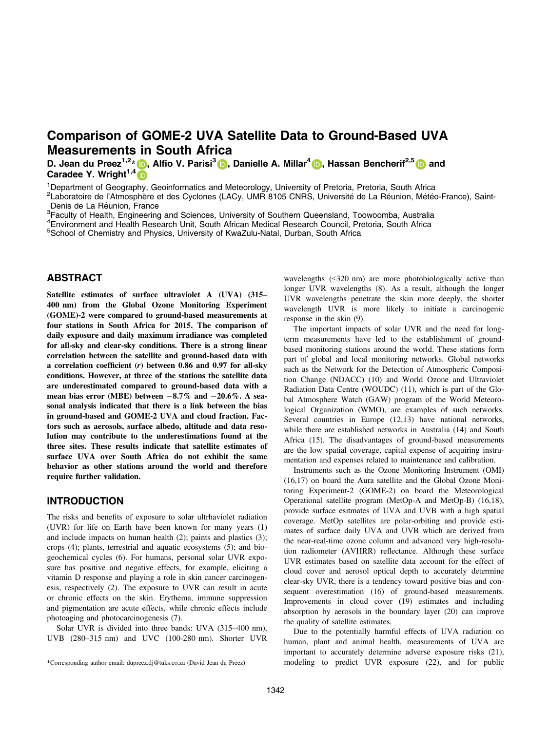# Comparison of GOME-2 UVA Satellite Data to Ground-Based UVA Measurements in South Africa

**D. Jean du Preez[1,2]*, Alfio V. Parisi[3], Danielle A. Millar[4], Hassan Bencherif[2,5] and Caradee Y. Wright[1,4]**

[1]Department of Geography, Geoinformatics and Meteorology, University of Pretoria, Pretoria, South Africa
[2]Laboratoire de l'Atmosphère et des Cyclones (LACy, UMR 8105 CNRS, Université de La Réunion, Météo-France), Saint-Denis de La Réunion, France
[3]Faculty of Health, Engineering and Sciences, University of Southern Queensland, Toowoomba, Australia
[4]Environment and Health Research Unit, South African Medical Research Council, Pretoria, South Africa
[5]School of Chemistry and Physics, University of KwaZulu-Natal, Durban, South Africa

## ABSTRACT

**Satellite estimates of surface ultraviolet A (UVA) (315–400 nm) from the Global Ozone Monitoring Experiment (GOME)-2 were compared to ground-based measurements at four stations in South Africa for 2015. The comparison of daily exposure and daily maximum irradiance was completed for all-sky and clear-sky conditions. There is a strong linear correlation between the satellite and ground-based data with a correlation coefficient (*r*) between 0.86 and 0.97 for all-sky conditions. However, at three of the stations the satellite data are underestimated compared to ground-based data with a mean bias error (MBE) between −8.7% and −20.6%. A seasonal analysis indicated that there is a link between the bias in ground-based and GOME-2 UVA and cloud fraction. Factors such as aerosols, surface albedo, altitude and data resolution may contribute to the underestimations found at the three sites. These results indicate that satellite estimates of surface UVA over South Africa do not exhibit the same behavior as other stations around the world and therefore require further validation.**

## INTRODUCTION

The risks and benefits of exposure to solar ultrhaviolet radiation (UVR) for life on Earth have been known for many years (1) and include impacts on human health (2); paints and plastics (3); crops (4); plants, terrestrial and aquatic ecosystems (5); and biogeochemical cycles (6). For humans, personal solar UVR exposure has positive and negative effects, for example, eliciting a vitamin D response and playing a role in skin cancer carcinogenesis, respectively (2). The exposure to UVR can result in acute or chronic effects on the skin. Erythema, immune suppression and pigmentation are acute effects, while chronic effects include photoaging and photocarcinogenesis (7).

Solar UVR is divided into three bands: UVA (315–400 nm), UVB (280–315 nm) and UVC (100-280 nm). Shorter UVR wavelengths (<320 nm) are more photobiologically active than longer UVR wavelengths (8). As a result, although the longer UVR wavelengths penetrate the skin more deeply, the shorter wavelength UVR is more likely to initiate a carcinogenic response in the skin (9).

The important impacts of solar UVR and the need for long-term measurements have led to the establishment of ground-based monitoring stations around the world. These stations form part of global and local monitoring networks. Global networks such as the Network for the Detection of Atmospheric Composition Change (NDACC) (10) and World Ozone and Ultraviolet Radiation Data Centre (WOUDC) (11), which is part of the Global Atmosphere Watch (GAW) program of the World Meteorological Organization (WMO), are examples of such networks. Several countries in Europe (12,13) have national networks, while there are established networks in Australia (14) and South Africa (15). The disadvantages of ground-based measurements are the low spatial coverage, capital expense of acquiring instrumentation and expenses related to maintenance and calibration.

Instruments such as the Ozone Monitoring Instrument (OMI) (16,17) on board the Aura satellite and the Global Ozone Monitoring Experiment-2 (GOME-2) on board the Meteorological Operational satellite program (MetOp-A and MetOp-B) (16,18), provide surface esitmates of UVA and UVB with a high spatial coverage. MetOp satellites are polar-orbiting and provide estimates of surface daily UVA and UVB which are derived from the near-real-time ozone column and advanced very high-resolution radiometer (AVHRR) reflectance. Although these surface UVR estimates based on satellite data account for the effect of cloud cover and aerosol optical depth to accurately determine clear-sky UVR, there is a tendency toward positive bias and consequent overestimation (16) of ground-based measurements. Improvements in cloud cover (19) estimates and including absorption by aerosols in the boundary layer (20) can improve the quality of satellite estimates.

Due to the potentially harmful effects of UVA radiation on human, plant and animal health, measurements of UVA are important to accurately determine adverse exposure risks (21), modeling to predict UVR exposure (22), and for public

*Corresponding author email: dupreez.dj@tuks.co.za (David Jean du Preez)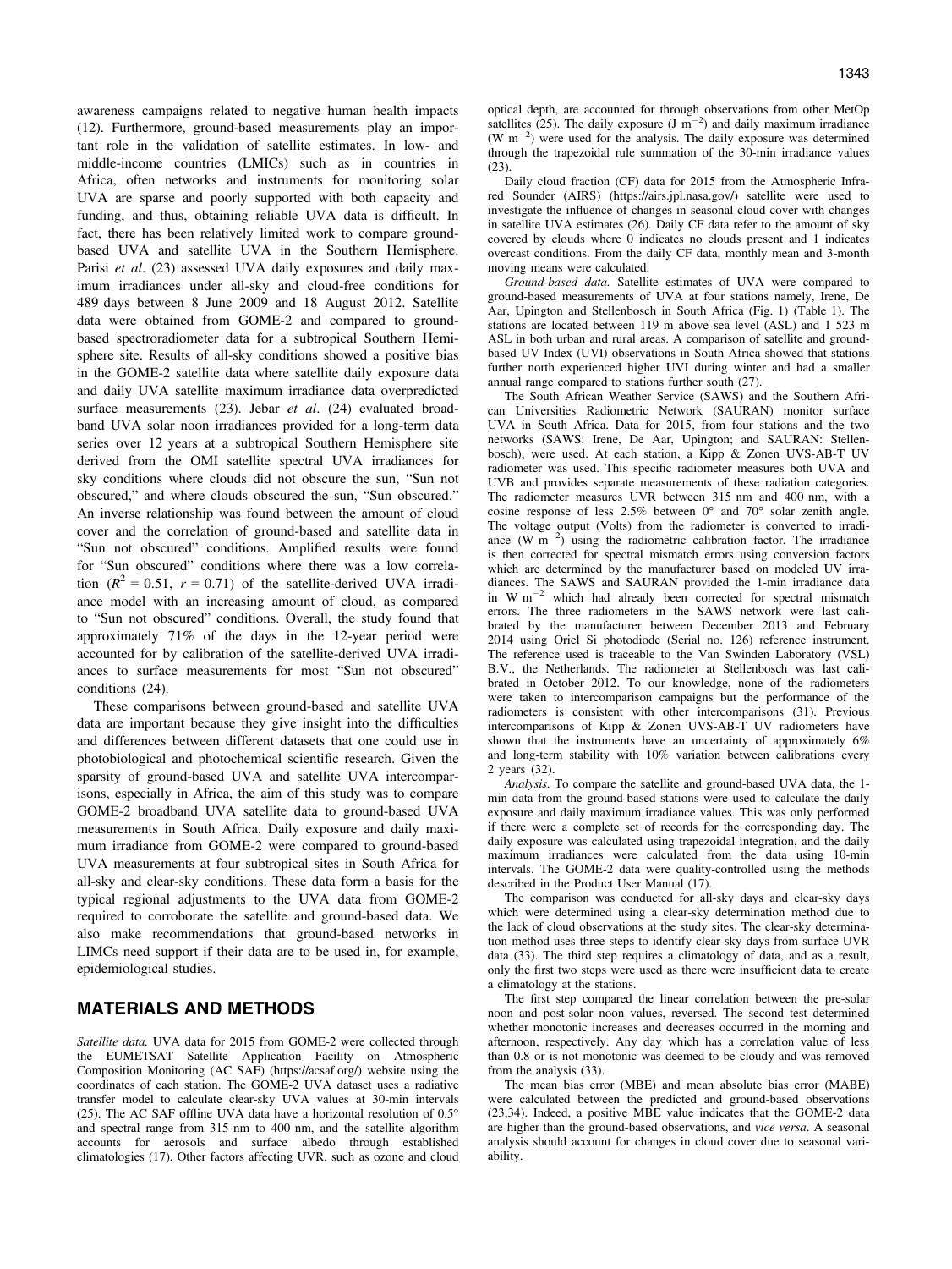awareness campaigns related to negative human health impacts (12). Furthermore, ground-based measurements play an important role in the validation of satellite estimates. In low- and middle-income countries (LMICs) such as in countries in Africa, often networks and instruments for monitoring solar UVA are sparse and poorly supported with both capacity and funding, and thus, obtaining reliable UVA data is difficult. In fact, there has been relatively limited work to compare ground-based UVA and satellite UVA in the Southern Hemisphere. Parisi *et al*. (23) assessed UVA daily exposures and daily maximum irradiances under all-sky and cloud-free conditions for 489 days between 8 June 2009 and 18 August 2012. Satellite data were obtained from GOME-2 and compared to ground-based spectroradiometer data for a subtropical Southern Hemisphere site. Results of all-sky conditions showed a positive bias in the GOME-2 satellite data where satellite daily exposure data and daily UVA satellite maximum irradiance data overpredicted surface measurements (23). Jebar *et al*. (24) evaluated broadband UVA solar noon irradiances provided for a long-term data series over 12 years at a subtropical Southern Hemisphere site derived from the OMI satellite spectral UVA irradiances for sky conditions where clouds did not obscure the sun, "Sun not obscured," and where clouds obscured the sun, "Sun obscured." An inverse relationship was found between the amount of cloud cover and the correlation of ground-based and satellite data in "Sun not obscured" conditions. Amplified results were found for "Sun obscured" conditions where there was a low correlation ($R^2 = 0.51$, $r = 0.71$) of the satellite-derived UVA irradiance model with an increasing amount of cloud, as compared to "Sun not obscured" conditions. Overall, the study found that approximately 71% of the days in the 12-year period were accounted for by calibration of the satellite-derived UVA irradiances to surface measurements for most "Sun not obscured" conditions (24).

These comparisons between ground-based and satellite UVA data are important because they give insight into the difficulties and differences between different datasets that one could use in photobiological and photochemical scientific research. Given the sparsity of ground-based UVA and satellite UVA intercomparisons, especially in Africa, the aim of this study was to compare GOME-2 broadband UVA satellite data to ground-based UVA measurements in South Africa. Daily exposure and daily maximum irradiance from GOME-2 were compared to ground-based UVA measurements at four subtropical sites in South Africa for all-sky and clear-sky conditions. These data form a basis for the typical regional adjustments to the UVA data from GOME-2 required to corroborate the satellite and ground-based data. We also make recommendations that ground-based networks in LIMCs need support if their data are to be used in, for example, epidemiological studies.

## MATERIALS AND METHODS

*Satellite data.* UVA data for 2015 from GOME-2 were collected through the EUMETSAT Satellite Application Facility on Atmospheric Composition Monitoring (AC SAF) (https://acsaf.org/) website using the coordinates of each station. The GOME-2 UVA dataset uses a radiative transfer model to calculate clear-sky UVA values at 30-min intervals (25). The AC SAF offline UVA data have a horizontal resolution of 0.5° and spectral range from 315 nm to 400 nm, and the satellite algorithm accounts for aerosols and surface albedo through established climatologies (17). Other factors affecting UVR, such as ozone and cloud optical depth, are accounted for through observations from other MetOp satellites (25). The daily exposure (J $m^{-2}$) and daily maximum irradiance (W $m^{-2}$) were used for the analysis. The daily exposure was determined through the trapezoidal rule summation of the 30-min irradiance values (23).

Daily cloud fraction (CF) data for 2015 from the Atmospheric Infrared Sounder (AIRS) (https://airs.jpl.nasa.gov/) satellite were used to investigate the influence of changes in seasonal cloud cover with changes in satellite UVA estimates (26). Daily CF data refer to the amount of sky covered by clouds where 0 indicates no clouds present and 1 indicates overcast conditions. From the daily CF data, monthly mean and 3-month moving means were calculated.

*Ground-based data.* Satellite estimates of UVA were compared to ground-based measurements of UVA at four stations namely, Irene, De Aar, Upington and Stellenbosch in South Africa (Fig. 1) (Table 1). The stations are located between 119 m above sea level (ASL) and 1 523 m ASL in both urban and rural areas. A comparison of satellite and ground-based UV Index (UVI) observations in South Africa showed that stations further north experienced higher UVI during winter and had a smaller annual range compared to stations further south (27).

The South African Weather Service (SAWS) and the Southern African Universities Radiometric Network (SAURAN) monitor surface UVA in South Africa. Data for 2015, from four stations and the two networks (SAWS: Irene, De Aar, Upington; and SAURAN: Stellenbosch), were used. At each station, a Kipp & Zonen UVS-AB-T UV radiometer was used. This specific radiometer measures both UVA and UVB and provides separate measurements of these radiation categories. The radiometer measures UVR between 315 nm and 400 nm, with a cosine response of less 2.5% between 0° and 70° solar zenith angle. The voltage output (Volts) from the radiometer is converted to irradiance (W $m^{-2}$) using the radiometric calibration factor. The irradiance is then corrected for spectral mismatch errors using conversion factors which are determined by the manufacturer based on modeled UV irradiances. The SAWS and SAURAN provided the 1-min irradiance data in W $m^{-2}$ which had already been corrected for spectral mismatch errors. The three radiometers in the SAWS network were last calibrated by the manufacturer between December 2013 and February 2014 using Oriel Si photodiode (Serial no. 126) reference instrument. The reference used is traceable to the Van Swinden Laboratory (VSL) B.V., the Netherlands. The radiometer at Stellenbosch was last calibrated in October 2012. To our knowledge, none of the radiometers were taken to intercomparison campaigns but the performance of the radiometers is consistent with other intercomparisons (31). Previous intercomparisons of Kipp & Zonen UVS-AB-T UV radiometers have shown that the instruments have an uncertainty of approximately 6% and long-term stability with 10% variation between calibrations every 2 years (32).

*Analysis.* To compare the satellite and ground-based UVA data, the 1-min data from the ground-based stations were used to calculate the daily exposure and daily maximum irradiance values. This was only performed if there were a complete set of records for the corresponding day. The daily exposure was calculated using trapezoidal integration, and the daily maximum irradiances were calculated from the data using 10-min intervals. The GOME-2 data were quality-controlled using the methods described in the Product User Manual (17).

The comparison was conducted for all-sky days and clear-sky days which were determined using a clear-sky determination method due to the lack of cloud observations at the study sites. The clear-sky determination method uses three steps to identify clear-sky days from surface UVR data (33). The third step requires a climatology of data, and as a result, only the first two steps were used as there were insufficient data to create a climatology at the stations.

The first step compared the linear correlation between the pre-solar noon and post-solar noon values, reversed. The second test determined whether monotonic increases and decreases occurred in the morning and afternoon, respectively. Any day which has a correlation value of less than 0.8 or is not monotonic was deemed to be cloudy and was removed from the analysis (33).

The mean bias error (MBE) and mean absolute bias error (MABE) were calculated between the predicted and ground-based observations (23,34). Indeed, a positive MBE value indicates that the GOME-2 data are higher than the ground-based observations, and *vice versa*. A seasonal analysis should account for changes in cloud cover due to seasonal variability.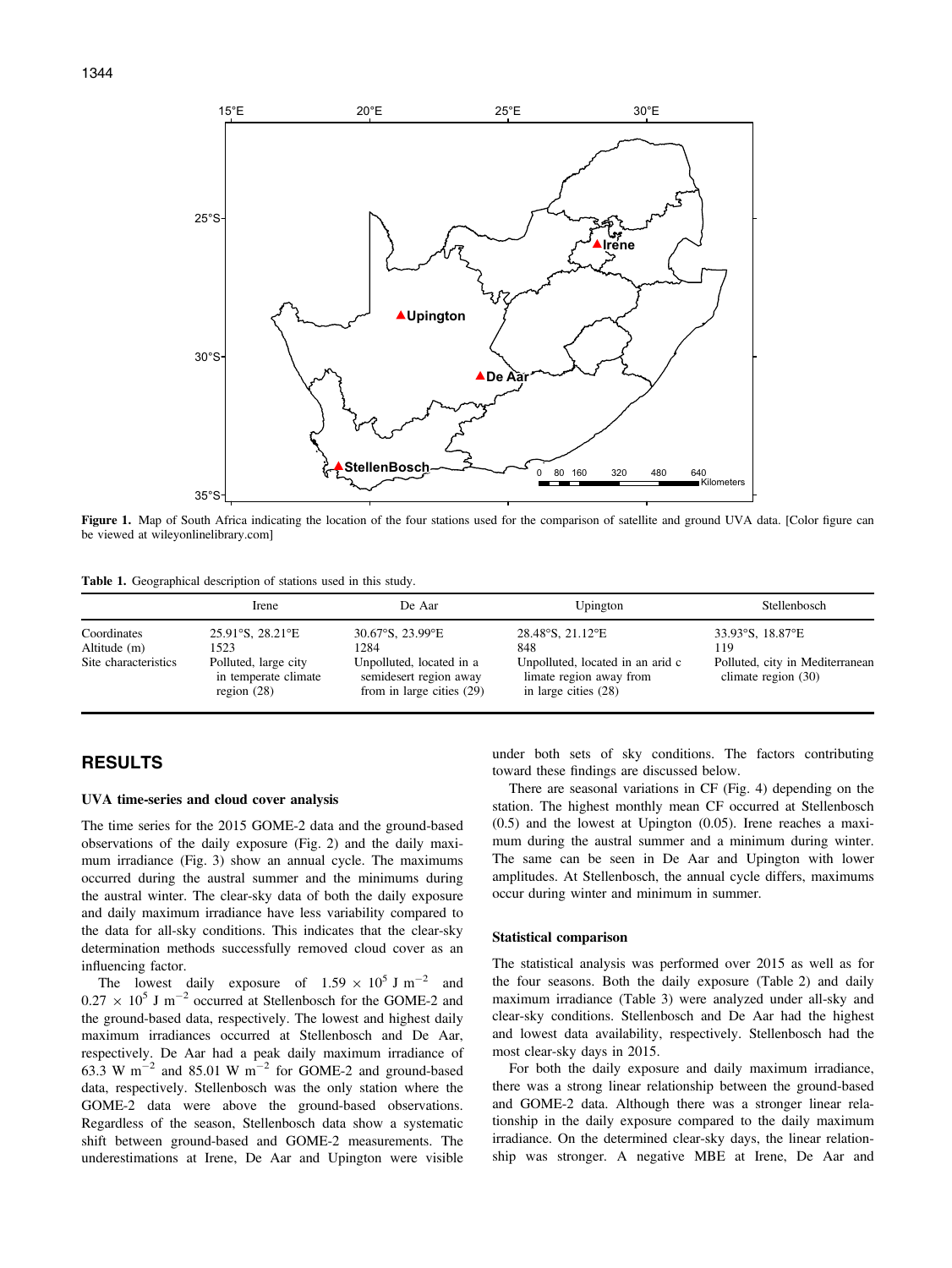Figure 1. Map of South Africa indicating the location of the four stations used for the comparison of satellite and ground UVA data. [Color figure can be viewed at wileyonlinelibrary.com]

**Table 1.** Geographical description of stations used in this study.

| | Irene | De Aar | Upington | Stellenbosch |
|---|---|---|---|---|
| Coordinates | 25.91°S, 28.21°E | 30.67°S, 23.99°E | 28.48°S, 21.12°E | 33.93°S, 18.87°E |
| Altitude (m) | 1523 | 1284 | 848 | 119 |
| Site characteristics | Polluted, large city in temperate climate region (28) | Unpolluted, located in a semidesert region away from in large cities (29) | Unpolluted, located in an arid c limate region away from in large cities (28) | Polluted, city in Mediterranean climate region (30) |

## RESULTS

### UVA time-series and cloud cover analysis

The time series for the 2015 GOME-2 data and the ground-based observations of the daily exposure (Fig. 2) and the daily maximum irradiance (Fig. 3) show an annual cycle. The maximums occurred during the austral summer and the minimums during the austral winter. The clear-sky data of both the daily exposure and daily maximum irradiance have less variability compared to the data for all-sky conditions. This indicates that the clear-sky determination methods successfully removed cloud cover as an influencing factor.

The lowest daily exposure of $1.59 \times 10^5$ J m$^{-2}$ and $0.27 \times 10^5$ J m$^{-2}$ occurred at Stellenbosch for the GOME-2 and the ground-based data, respectively. The lowest and highest daily maximum irradiances occurred at Stellenbosch and De Aar, respectively. De Aar had a peak daily maximum irradiance of 63.3 W m$^{-2}$ and 85.01 W m$^{-2}$ for GOME-2 and ground-based data, respectively. Stellenbosch was the only station where the GOME-2 data were above the ground-based observations. Regardless of the season, Stellenbosch data show a systematic shift between ground-based and GOME-2 measurements. The underestimations at Irene, De Aar and Upington were visible under both sets of sky conditions. The factors contributing toward these findings are discussed below.

There are seasonal variations in CF (Fig. 4) depending on the station. The highest monthly mean CF occurred at Stellenbosch (0.5) and the lowest at Upington (0.05). Irene reaches a maximum during the austral summer and a minimum during winter. The same can be seen in De Aar and Upington with lower amplitudes. At Stellenbosch, the annual cycle differs, maximums occur during winter and minimum in summer.

### Statistical comparison

The statistical analysis was performed over 2015 as well as for the four seasons. Both the daily exposure (Table 2) and daily maximum irradiance (Table 3) were analyzed under all-sky and clear-sky conditions. Stellenbosch and De Aar had the highest and lowest data availability, respectively. Stellenbosch had the most clear-sky days in 2015.

For both the daily exposure and daily maximum irradiance, there was a strong linear relationship between the ground-based and GOME-2 data. Although there was a stronger linear relationship in the daily exposure compared to the daily maximum irradiance. On the determined clear-sky days, the linear relationship was stronger. A negative MBE at Irene, De Aar and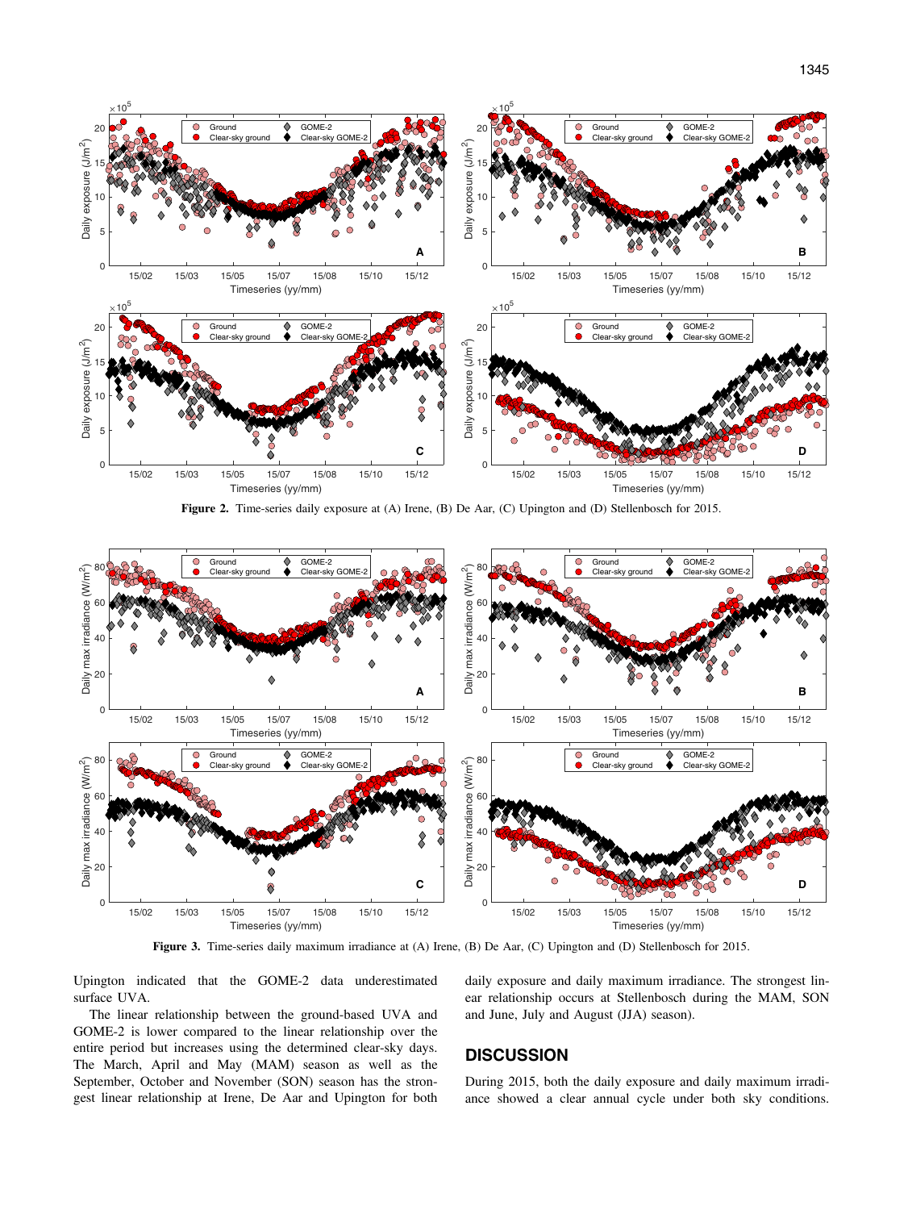Figure 2. Time-series daily exposure at (A) Irene, (B) De Aar, (C) Upington and (D) Stellenbosch for 2015.

Figure 3. Time-series daily maximum irradiance at (A) Irene, (B) De Aar, (C) Upington and (D) Stellenbosch for 2015.

Upington indicated that the GOME-2 data underestimated surface UVA.

The linear relationship between the ground-based UVA and GOME-2 is lower compared to the linear relationship over the entire period but increases using the determined clear-sky days. The March, April and May (MAM) season as well as the September, October and November (SON) season has the strongest linear relationship at Irene, De Aar and Upington for both daily exposure and daily maximum irradiance. The strongest linear relationship occurs at Stellenbosch during the MAM, SON and June, July and August (JJA) season).

## DISCUSSION

During 2015, both the daily exposure and daily maximum irradiance showed a clear annual cycle under both sky conditions.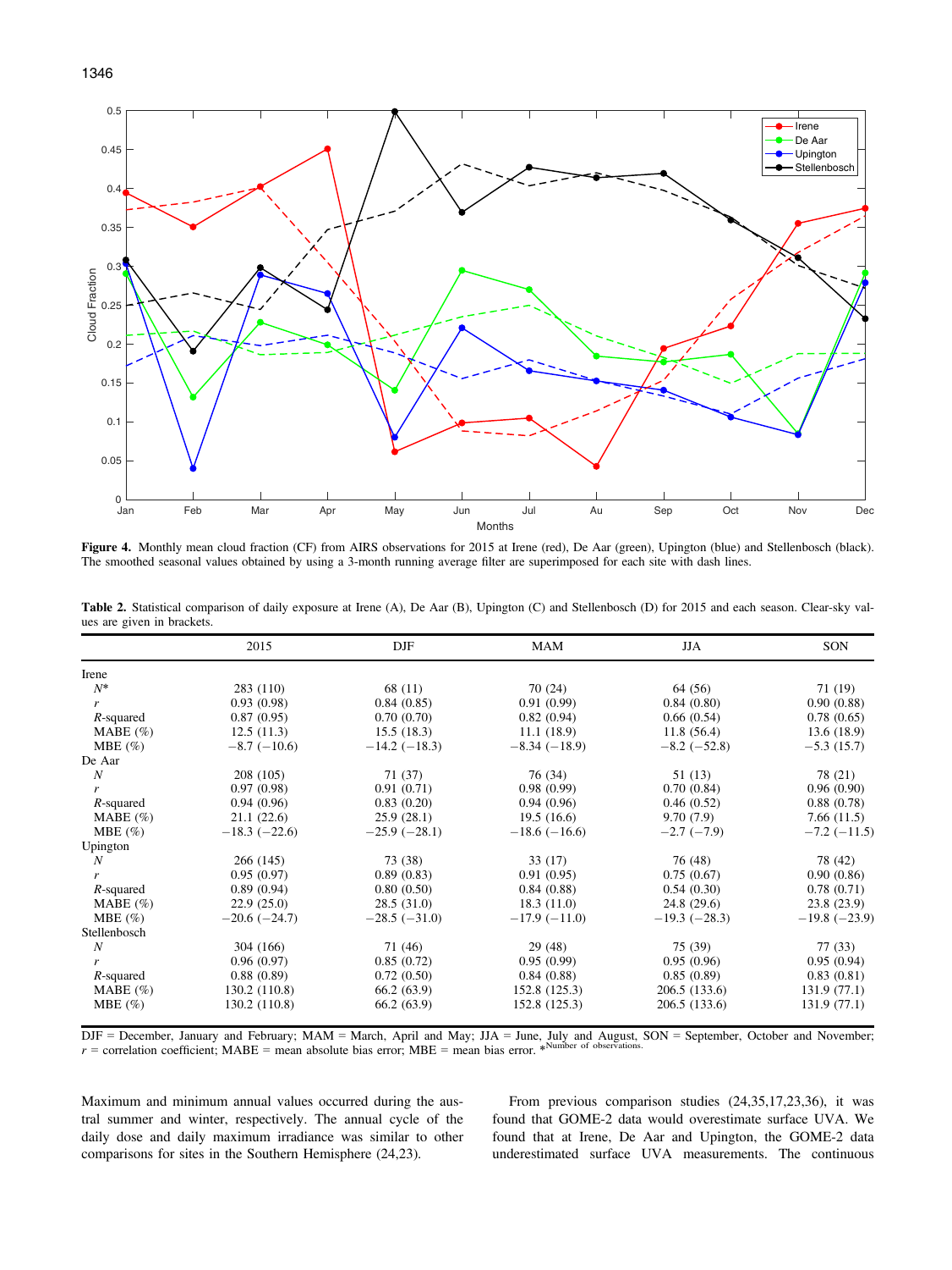**Figure 4.** Monthly mean cloud fraction (CF) from AIRS observations for 2015 at Irene (red), De Aar (green), Upington (blue) and Stellenbosch (black). The smoothed seasonal values obtained by using a 3-month running average filter are superimposed for each site with dash lines.

**Table 2.** Statistical comparison of daily exposure at Irene (A), De Aar (B), Upington (C) and Stellenbosch (D) for 2015 and each season. Clear-sky values are given in brackets.

| | 2015 | DJF | MAM | JJA | SON |
|---|---|---|---|---|---|
| Irene | | | | | |
| *N** | 283 (110) | 68 (11) | 70 (24) | 64 (56) | 71 (19) |
| *r* | 0.93 (0.98) | 0.84 (0.85) | 0.91 (0.99) | 0.84 (0.80) | 0.90 (0.88) |
| *R*-squared | 0.87 (0.95) | 0.70 (0.70) | 0.82 (0.94) | 0.66 (0.54) | 0.78 (0.65) |
| MABE (%) | 12.5 (11.3) | 15.5 (18.3) | 11.1 (18.9) | 11.8 (56.4) | 13.6 (18.9) |
| MBE (%) | −8.7 (−10.6) | −14.2 (−18.3) | −8.34 (−18.9) | −8.2 (−52.8) | −5.3 (15.7) |
| De Aar | | | | | |
| *N* | 208 (105) | 71 (37) | 76 (34) | 51 (13) | 78 (21) |
| *r* | 0.97 (0.98) | 0.91 (0.71) | 0.98 (0.99) | 0.70 (0.84) | 0.96 (0.90) |
| *R*-squared | 0.94 (0.96) | 0.83 (0.20) | 0.94 (0.96) | 0.46 (0.52) | 0.88 (0.78) |
| MABE (%) | 21.1 (22.6) | 25.9 (28.1) | 19.5 (16.6) | 9.70 (7.9) | 7.66 (11.5) |
| MBE (%) | −18.3 (−22.6) | −25.9 (−28.1) | −18.6 (−16.6) | −2.7 (−7.9) | −7.2 (−11.5) |
| Upington | | | | | |
| *N* | 266 (145) | 73 (38) | 33 (17) | 76 (48) | 78 (42) |
| *r* | 0.95 (0.97) | 0.89 (0.83) | 0.91 (0.95) | 0.75 (0.67) | 0.90 (0.86) |
| *R*-squared | 0.89 (0.94) | 0.80 (0.50) | 0.84 (0.88) | 0.54 (0.30) | 0.78 (0.71) |
| MABE (%) | 22.9 (25.0) | 28.5 (31.0) | 18.3 (11.0) | 24.8 (29.6) | 23.8 (23.9) |
| MBE (%) | −20.6 (−24.7) | −28.5 (−31.0) | −17.9 (−11.0) | −19.3 (−28.3) | −19.8 (−23.9) |
| Stellenbosch | | | | | |
| *N* | 304 (166) | 71 (46) | 29 (48) | 75 (39) | 77 (33) |
| *r* | 0.96 (0.97) | 0.85 (0.72) | 0.95 (0.99) | 0.95 (0.96) | 0.95 (0.94) |
| *R*-squared | 0.88 (0.89) | 0.72 (0.50) | 0.84 (0.88) | 0.85 (0.89) | 0.83 (0.81) |
| MABE (%) | 130.2 (110.8) | 66.2 (63.9) | 152.8 (125.3) | 206.5 (133.6) | 131.9 (77.1) |
| MBE (%) | 130.2 (110.8) | 66.2 (63.9) | 152.8 (125.3) | 206.5 (133.6) | 131.9 (77.1) |

DJF = December, January and February; MAM = March, April and May; JJA = June, July and August, SON = September, October and November; *r* = correlation coefficient; MABE = mean absolute bias error; MBE = mean bias error. *Number of observations.

Maximum and minimum annual values occurred during the austral summer and winter, respectively. The annual cycle of the daily dose and daily maximum irradiance was similar to other comparisons for sites in the Southern Hemisphere (24,23).

From previous comparison studies (24,35,17,23,36), it was found that GOME-2 data would overestimate surface UVA. We found that at Irene, De Aar and Upington, the GOME-2 data underestimated surface UVA measurements. The continuous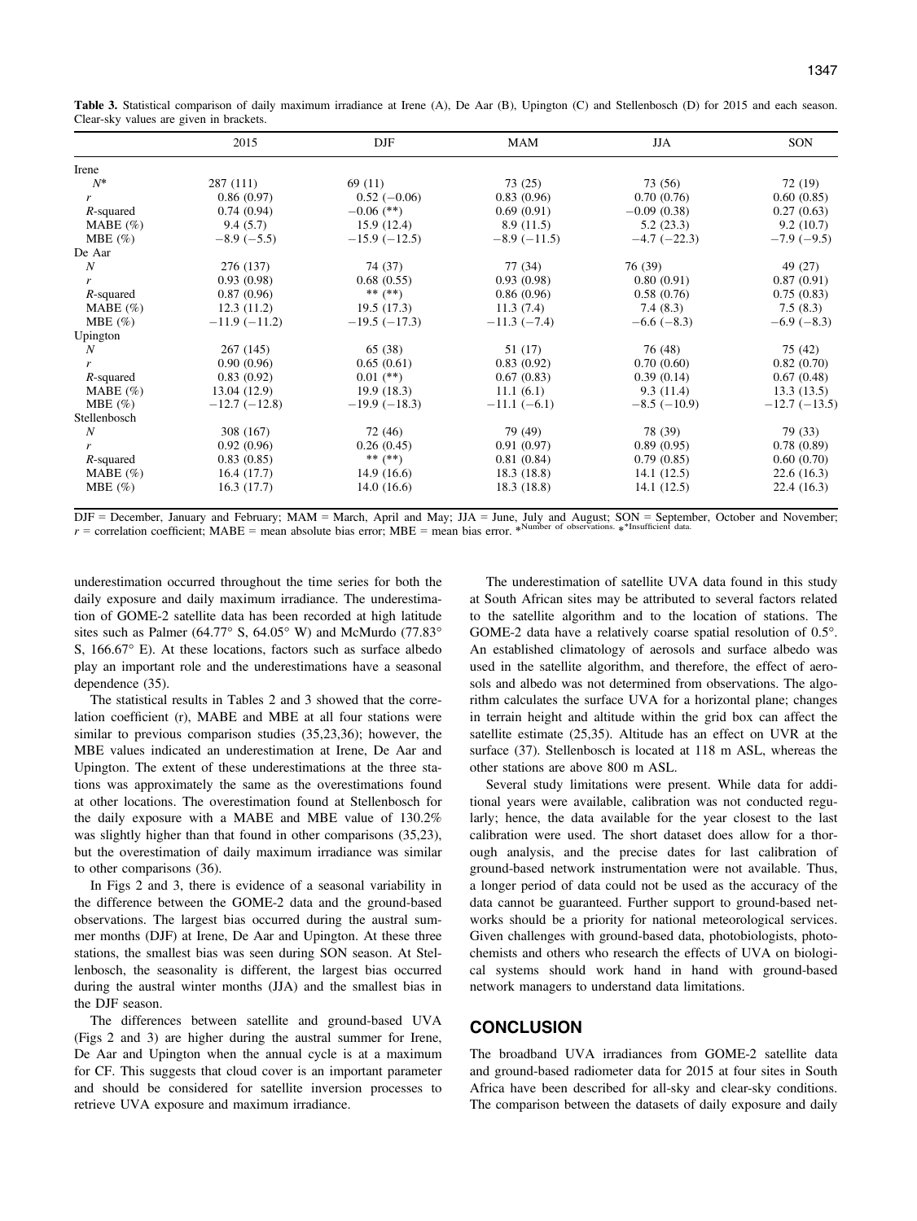**Table 3.** Statistical comparison of daily maximum irradiance at Irene (A), De Aar (B), Upington (C) and Stellenbosch (D) for 2015 and each season. Clear-sky values are given in brackets.

| | 2015 | DJF | MAM | JJA | SON |
|---|---|---|---|---|---|
| Irene | | | | | |
| $N$* | 287 (111) | 69 (11) | 73 (25) | 73 (56) | 72 (19) |
| $r$ | 0.86 (0.97) | 0.52 (−0.06) | 0.83 (0.96) | 0.70 (0.76) | 0.60 (0.85) |
| $R$-squared | 0.74 (0.94) | −0.06 (**) | 0.69 (0.91) | −0.09 (0.38) | 0.27 (0.63) |
| MABE (%) | 9.4 (5.7) | 15.9 (12.4) | 8.9 (11.5) | 5.2 (23.3) | 9.2 (10.7) |
| MBE (%) | −8.9 (−5.5) | −15.9 (−12.5) | −8.9 (−11.5) | −4.7 (−22.3) | −7.9 (−9.5) |
| De Aar | | | | | |
| $N$ | 276 (137) | 74 (37) | 77 (34) | 76 (39) | 49 (27) |
| $r$ | 0.93 (0.98) | 0.68 (0.55) | 0.93 (0.98) | 0.80 (0.91) | 0.87 (0.91) |
| $R$-squared | 0.87 (0.96) | ** (**) | 0.86 (0.96) | 0.58 (0.76) | 0.75 (0.83) |
| MABE (%) | 12.3 (11.2) | 19.5 (17.3) | 11.3 (7.4) | 7.4 (8.3) | 7.5 (8.3) |
| MBE (%) | −11.9 (−11.2) | −19.5 (−17.3) | −11.3 (−7.4) | −6.6 (−8.3) | −6.9 (−8.3) |
| Upington | | | | | |
| $N$ | 267 (145) | 65 (38) | 51 (17) | 76 (48) | 75 (42) |
| $r$ | 0.90 (0.96) | 0.65 (0.61) | 0.83 (0.92) | 0.70 (0.60) | 0.82 (0.70) |
| $R$-squared | 0.83 (0.92) | 0.01 (**) | 0.67 (0.83) | 0.39 (0.14) | 0.67 (0.48) |
| MABE (%) | 13.04 (12.9) | 19.9 (18.3) | 11.1 (6.1) | 9.3 (11.4) | 13.3 (13.5) |
| MBE (%) | −12.7 (−12.8) | −19.9 (−18.3) | −11.1 (−6.1) | −8.5 (−10.9) | −12.7 (−13.5) |
| Stellenbosch | | | | | |
| $N$ | 308 (167) | 72 (46) | 79 (49) | 78 (39) | 79 (33) |
| $r$ | 0.92 (0.96) | 0.26 (0.45) | 0.91 (0.97) | 0.89 (0.95) | 0.78 (0.89) |
| $R$-squared | 0.83 (0.85) | ** (**) | 0.81 (0.84) | 0.79 (0.85) | 0.60 (0.70) |
| MABE (%) | 16.4 (17.7) | 14.9 (16.6) | 18.3 (18.8) | 14.1 (12.5) | 22.6 (16.3) |
| MBE (%) | 16.3 (17.7) | 14.0 (16.6) | 18.3 (18.8) | 14.1 (12.5) | 22.4 (16.3) |

DJF = December, January and February; MAM = March, April and May; JJA = June, July and August; SON = September, October and November; $r$ = correlation coefficient; MABE = mean absolute bias error; MBE = mean bias error. *Number of observations. **Insufficient data.

underestimation occurred throughout the time series for both the daily exposure and daily maximum irradiance. The underestimation of GOME-2 satellite data has been recorded at high latitude sites such as Palmer (64.77° S, 64.05° W) and McMurdo (77.83° S, 166.67° E). At these locations, factors such as surface albedo play an important role and the underestimations have a seasonal dependence (35).

The statistical results in Tables 2 and 3 showed that the correlation coefficient (r), MABE and MBE at all four stations were similar to previous comparison studies (35,23,36); however, the MBE values indicated an underestimation at Irene, De Aar and Upington. The extent of these underestimations at the three stations was approximately the same as the overestimations found at other locations. The overestimation found at Stellenbosch for the daily exposure with a MABE and MBE value of 130.2% was slightly higher than that found in other comparisons (35,23), but the overestimation of daily maximum irradiance was similar to other comparisons (36).

In Figs 2 and 3, there is evidence of a seasonal variability in the difference between the GOME-2 data and the ground-based observations. The largest bias occurred during the austral summer months (DJF) at Irene, De Aar and Upington. At these three stations, the smallest bias was seen during SON season. At Stellenbosch, the seasonality is different, the largest bias occurred during the austral winter months (JJA) and the smallest bias in the DJF season.

The differences between satellite and ground-based UVA (Figs 2 and 3) are higher during the austral summer for Irene, De Aar and Upington when the annual cycle is at a maximum for CF. This suggests that cloud cover is an important parameter and should be considered for satellite inversion processes to retrieve UVA exposure and maximum irradiance.

The underestimation of satellite UVA data found in this study at South African sites may be attributed to several factors related to the satellite algorithm and to the location of stations. The GOME-2 data have a relatively coarse spatial resolution of 0.5°. An established climatology of aerosols and surface albedo was used in the satellite algorithm, and therefore, the effect of aerosols and albedo was not determined from observations. The algorithm calculates the surface UVA for a horizontal plane; changes in terrain height and altitude within the grid box can affect the satellite estimate (25,35). Altitude has an effect on UVR at the surface (37). Stellenbosch is located at 118 m ASL, whereas the other stations are above 800 m ASL.

Several study limitations were present. While data for additional years were available, calibration was not conducted regularly; hence, the data available for the year closest to the last calibration were used. The short dataset does allow for a thorough analysis, and the precise dates for last calibration of ground-based network instrumentation were not available. Thus, a longer period of data could not be used as the accuracy of the data cannot be guaranteed. Further support to ground-based networks should be a priority for national meteorological services. Given challenges with ground-based data, photobiologists, photochemists and others who research the effects of UVA on biological systems should work hand in hand with ground-based network managers to understand data limitations.

## CONCLUSION

The broadband UVA irradiances from GOME-2 satellite data and ground-based radiometer data for 2015 at four sites in South Africa have been described for all-sky and clear-sky conditions. The comparison between the datasets of daily exposure and daily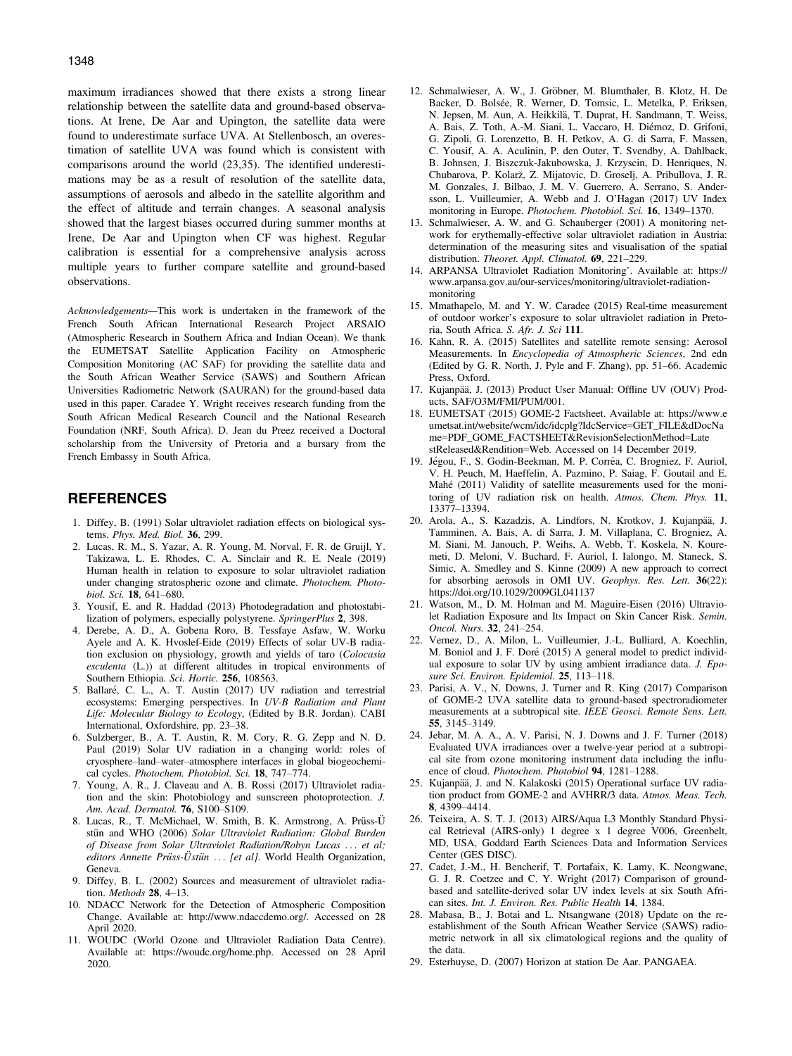maximum irradiances showed that there exists a strong linear relationship between the satellite data and ground-based observations. At Irene, De Aar and Upington, the satellite data were found to underestimate surface UVA. At Stellenbosch, an overestimation of satellite UVA was found which is consistent with comparisons around the world (23,35). The identified underestimations may be as a result of resolution of the satellite data, assumptions of aerosols and albedo in the satellite algorithm and the effect of altitude and terrain changes. A seasonal analysis showed that the largest biases occurred during summer months at Irene, De Aar and Upington when CF was highest. Regular calibration is essential for a comprehensive analysis across multiple years to further compare satellite and ground-based observations.

*Acknowledgements*—This work is undertaken in the framework of the French South African International Research Project ARSAIO (Atmospheric Research in Southern Africa and Indian Ocean). We thank the EUMETSAT Satellite Application Facility on Atmospheric Composition Monitoring (AC SAF) for providing the satellite data and the South African Weather Service (SAWS) and Southern African Universities Radiometric Network (SAURAN) for the ground-based data used in this paper. Caradee Y. Wright receives research funding from the South African Medical Research Council and the National Research Foundation (NRF, South Africa). D. Jean du Preez received a Doctoral scholarship from the University of Pretoria and a bursary from the French Embassy in South Africa.

## REFERENCES

1. Diffey, B. (1991) Solar ultraviolet radiation effects on biological systems. *Phys. Med. Biol.* **36**, 299.
2. Lucas, R. M., S. Yazar, A. R. Young, M. Norval, F. R. de Gruijl, Y. Takizawa, L. E. Rhodes, C. A. Sinclair and R. E. Neale (2019) Human health in relation to exposure to solar ultraviolet radiation under changing stratospheric ozone and climate. *Photochem. Photobiol. Sci.* **18**, 641–680.
3. Yousif, E. and R. Haddad (2013) Photodegradation and photostabilization of polymers, especially polystyrene. *SpringerPlus* **2**, 398.
4. Derebe, A. D., A. Gobena Roro, B. Tessfaye Asfaw, W. Worku Ayele and A. K. Hvoslef-Eide (2019) Effects of solar UV-B radiation exclusion on physiology, growth and yields of taro (*Colocasia esculenta* (L.)) at different altitudes in tropical environments of Southern Ethiopia. *Sci. Hortic.* **256**, 108563.
5. Ballaré, C. L., A. T. Austin (2017) UV radiation and terrestrial ecosystems: Emerging perspectives. In *UV-B Radiation and Plant Life: Molecular Biology to Ecology*, (Edited by B.R. Jordan). CABI International, Oxfordshire, pp. 23–38.
6. Sulzberger, B., A. T. Austin, R. M. Cory, R. G. Zepp and N. D. Paul (2019) Solar UV radiation in a changing world: roles of cryosphere–land–water–atmosphere interfaces in global biogeochemical cycles. *Photochem. Photobiol. Sci.* **18**, 747–774.
7. Young, A. R., J. Claveau and A. B. Rossi (2017) Ultraviolet radiation and the skin: Photobiology and sunscreen photoprotection. *J. Am. Acad. Dermatol.* **76**, S100–S109.
8. Lucas, R., T. McMichael, W. Smith, B. K. Armstrong, A. Prüss-Üstün and WHO (2006) *Solar Ultraviolet Radiation: Global Burden of Disease from Solar Ultraviolet Radiation/Robyn Lucas ... et al; editors Annette Prüss-Üstün ... [et al]*. World Health Organization, Geneva.
9. Diffey, B. L. (2002) Sources and measurement of ultraviolet radiation. *Methods* **28**, 4–13.
10. NDACC Network for the Detection of Atmospheric Composition Change. Available at: http://www.ndaccdemo.org/. Accessed on 28 April 2020.
11. WOUDC (World Ozone and Ultraviolet Radiation Data Centre). Available at: https://woudc.org/home.php. Accessed on 28 April 2020.
12. Schmalwieser, A. W., J. Gröbner, M. Blumthaler, B. Klotz, H. De Backer, D. Bolsée, R. Werner, D. Tomsic, L. Metelka, P. Eriksen, N. Jepsen, M. Aun, A. Heikkilä, T. Duprat, H. Sandmann, T. Weiss, A. Bais, Z. Toth, A.-M. Siani, L. Vaccaro, H. Diémoz, D. Grifoni, G. Zipoli, G. Lorenzetto, B. H. Petkov, A. G. di Sarra, F. Massen, C. Yousif, A. A. Aculinin, P. den Outer, T. Svendby, A. Dahlback, B. Johnsen, J. Biszczuk-Jakubowska, J. Krzyscin, D. Henriques, N. Chubarova, P. Kolarž, Z. Mijatovic, D. Groselj, A. Pribullova, J. R. M. Gonzales, J. Bilbao, J. M. V. Guerrero, A. Serrano, S. Andersson, L. Vuilleumier, A. Webb and J. O'Hagan (2017) UV Index monitoring in Europe. *Photochem. Photobiol. Sci.* **16**, 1349–1370.
13. Schmalwieser, A. W. and G. Schauberger (2001) A monitoring network for erythemally-effective solar ultraviolet radiation in Austria: determination of the measuring sites and visualisation of the spatial distribution. *Theoret. Appl. Climatol.* **69**, 221–229.
14. ARPANSA Ultraviolet Radiation Monitoring'. Available at: https://www.arpansa.gov.au/our-services/monitoring/ultraviolet-radiation-monitoring
15. Mmathapelo, M. and Y. W. Caradee (2015) Real-time measurement of outdoor worker's exposure to solar ultraviolet radiation in Pretoria, South Africa. *S. Afr. J. Sci* **111**.
16. Kahn, R. A. (2015) Satellites and satellite remote sensing: Aerosol Measurements. In *Encyclopedia of Atmospheric Sciences*, 2nd edn (Edited by G. R. North, J. Pyle and F. Zhang), pp. 51–66. Academic Press, Oxford.
17. Kujanpää, J. (2013) Product User Manual: Offline UV (OUV) Products, SAF/O3M/FMI/PUM/001.
18. EUMETSAT (2015) GOME-2 Factsheet. Available at: https://www.eumetsat.int/website/wcm/idc/idcplg?IdcService=GET_FILE&dDocName=PDF_GOME_FACTSHEET&RevisionSelectionMethod=LatestReleased&Rendition=Web. Accessed on 14 December 2019.
19. Jégou, F., S. Godin-Beekman, M. P. Corrêa, C. Brogniez, F. Auriol, V. H. Peuch, M. Haeffelin, A. Pazmino, P. Saiag, F. Goutail and E. Mahé (2011) Validity of satellite measurements used for the monitoring of UV radiation risk on health. *Atmos. Chem. Phys.* **11**, 13377–13394.
20. Arola, A., S. Kazadzis, A. Lindfors, N. Krotkov, J. Kujanpää, J. Tamminen, A. Bais, A. di Sarra, J. M. Villaplana, C. Brogniez, A. M. Siani, M. Janouch, P. Weihs, A. Webb, T. Koskela, N. Kouremeti, D. Meloni, V. Buchard, F. Auriol, I. Ialongo, M. Staneck, S. Simic, A. Smedley and S. Kinne (2009) A new approach to correct for absorbing aerosols in OMI UV. *Geophys. Res. Lett.* **36**(22): https://doi.org/10.1029/2009GL041137
21. Watson, M., D. M. Holman and M. Maguire-Eisen (2016) Ultraviolet Radiation Exposure and Its Impact on Skin Cancer Risk. *Semin. Oncol. Nurs.* **32**, 241–254.
22. Vernez, D., A. Milon, L. Vuilleumier, J.-L. Bulliard, A. Koechlin, M. Boniol and J. F. Doré (2015) A general model to predict individual exposure to solar UV by using ambient irradiance data. *J. Exposure Sci. Environ. Epidemiol.* **25**, 113–118.
23. Parisi, A. V., N. Downs, J. Turner and R. King (2017) Comparison of GOME-2 UVA satellite data to ground-based spectroradiometer measurements at a subtropical site. *IEEE Geosci. Remote Sens. Lett.* **55**, 3145–3149.
24. Jebar, M. A. A., A. V. Parisi, N. J. Downs and J. F. Turner (2018) Evaluated UVA irradiances over a twelve-year period at a subtropical site from ozone monitoring instrument data including the influence of cloud. *Photochem. Photobiol* **94**, 1281–1288.
25. Kujanpää, J. and N. Kalakoski (2015) Operational surface UV radiation product from GOME-2 and AVHRR/3 data. *Atmos. Meas. Tech.* **8**, 4399–4414.
26. Teixeira, A. S. T. J. (2013) AIRS/Aqua L3 Monthly Standard Physical Retrieval (AIRS-only) 1 degree x 1 degree V006, Greenbelt, MD, USA, Goddard Earth Sciences Data and Information Services Center (GES DISC).
27. Cadet, J.-M., H. Bencherif, T. Portafaix, K. Lamy, K. Ncongwane, G. J. R. Coetzee and C. Y. Wright (2017) Comparison of ground-based and satellite-derived solar UV index levels at six South African sites. *Int. J. Environ. Res. Public Health* **14**, 1384.
28. Mabasa, B., J. Botai and L. Ntsangwane (2018) Update on the re-establishment of the South African Weather Service (SAWS) radiometric network in all six climatological regions and the quality of the data.
29. Esterhuyse, D. (2007) Horizon at station De Aar. PANGAEA.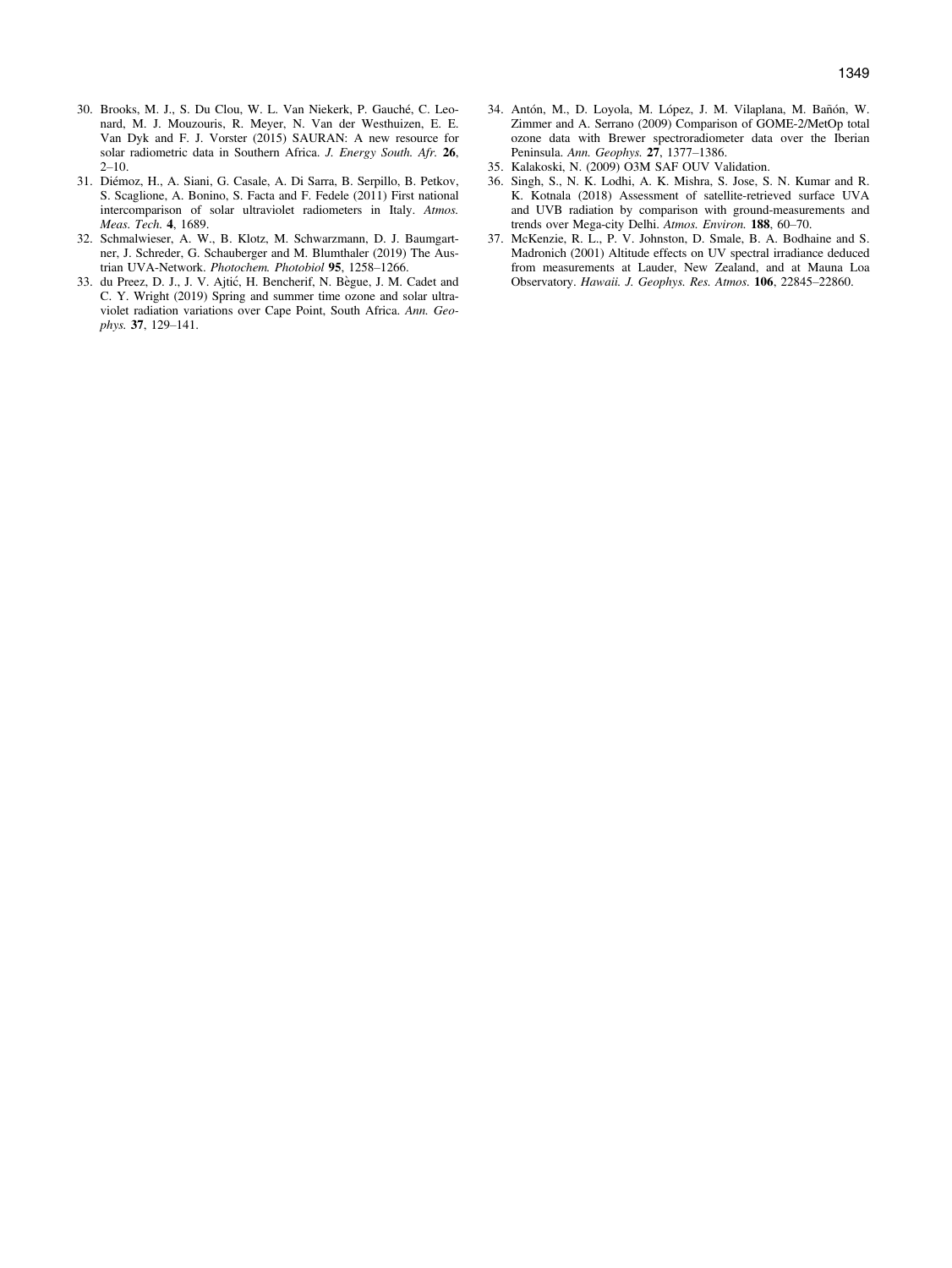30. Brooks, M. J., S. Du Clou, W. L. Van Niekerk, P. Gauché, C. Leonard, M. J. Mouzouris, R. Meyer, N. Van der Westhuizen, E. E. Van Dyk and F. J. Vorster (2015) SAURAN: A new resource for solar radiometric data in Southern Africa. *J. Energy South. Afr.* **26**, 2–10.
31. Diémoz, H., A. Siani, G. Casale, A. Di Sarra, B. Serpillo, B. Petkov, S. Scaglione, A. Bonino, S. Facta and F. Fedele (2011) First national intercomparison of solar ultraviolet radiometers in Italy. *Atmos. Meas. Tech.* **4**, 1689.
32. Schmalwieser, A. W., B. Klotz, M. Schwarzmann, D. J. Baumgartner, J. Schreder, G. Schauberger and M. Blumthaler (2019) The Austrian UVA-Network. *Photochem. Photobiol* **95**, 1258–1266.
33. du Preez, D. J., J. V. Ajtić, H. Bencherif, N. Bègue, J. M. Cadet and C. Y. Wright (2019) Spring and summer time ozone and solar ultraviolet radiation variations over Cape Point, South Africa. *Ann. Geophys.* **37**, 129–141.
34. Antón, M., D. Loyola, M. López, J. M. Vilaplana, M. Bañón, W. Zimmer and A. Serrano (2009) Comparison of GOME-2/MetOp total ozone data with Brewer spectroradiometer data over the Iberian Peninsula. *Ann. Geophys.* **27**, 1377–1386.
35. Kalakoski, N. (2009) O3M SAF OUV Validation.
36. Singh, S., N. K. Lodhi, A. K. Mishra, S. Jose, S. N. Kumar and R. K. Kotnala (2018) Assessment of satellite-retrieved surface UVA and UVB radiation by comparison with ground-measurements and trends over Mega-city Delhi. *Atmos. Environ.* **188**, 60–70.
37. McKenzie, R. L., P. V. Johnston, D. Smale, B. A. Bodhaine and S. Madronich (2001) Altitude effects on UV spectral irradiance deduced from measurements at Lauder, New Zealand, and at Mauna Loa Observatory. *Hawaii. J. Geophys. Res. Atmos.* **106**, 22845–22860.